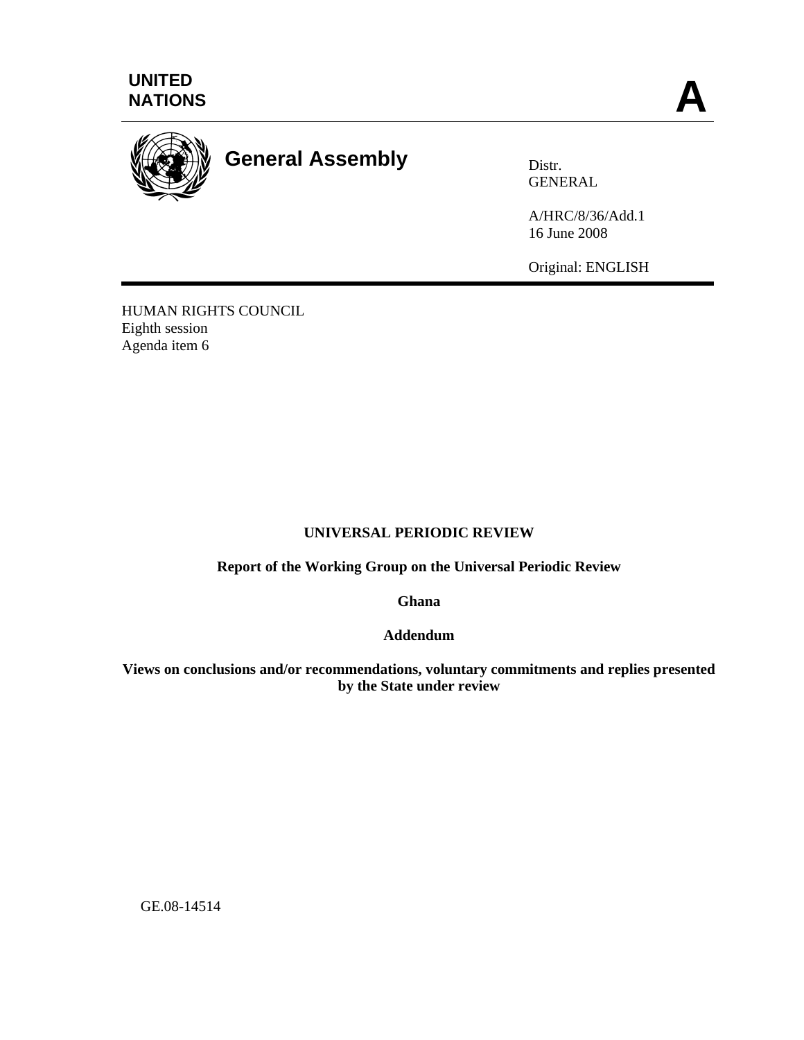UNITED NATIONS

**A**

**General Assembly**

Distr.
GENERAL

A/HRC/8/36/Add.1
16 June 2008

Original: ENGLISH

HUMAN RIGHTS COUNCIL
Eighth session
Agenda item 6

**UNIVERSAL PERIODIC REVIEW**

**Report of the Working Group on the Universal Periodic Review**

**Ghana**

**Addendum**

**Views on conclusions and/or recommendations, voluntary commitments and replies presented by the State under review**

GE.08-14514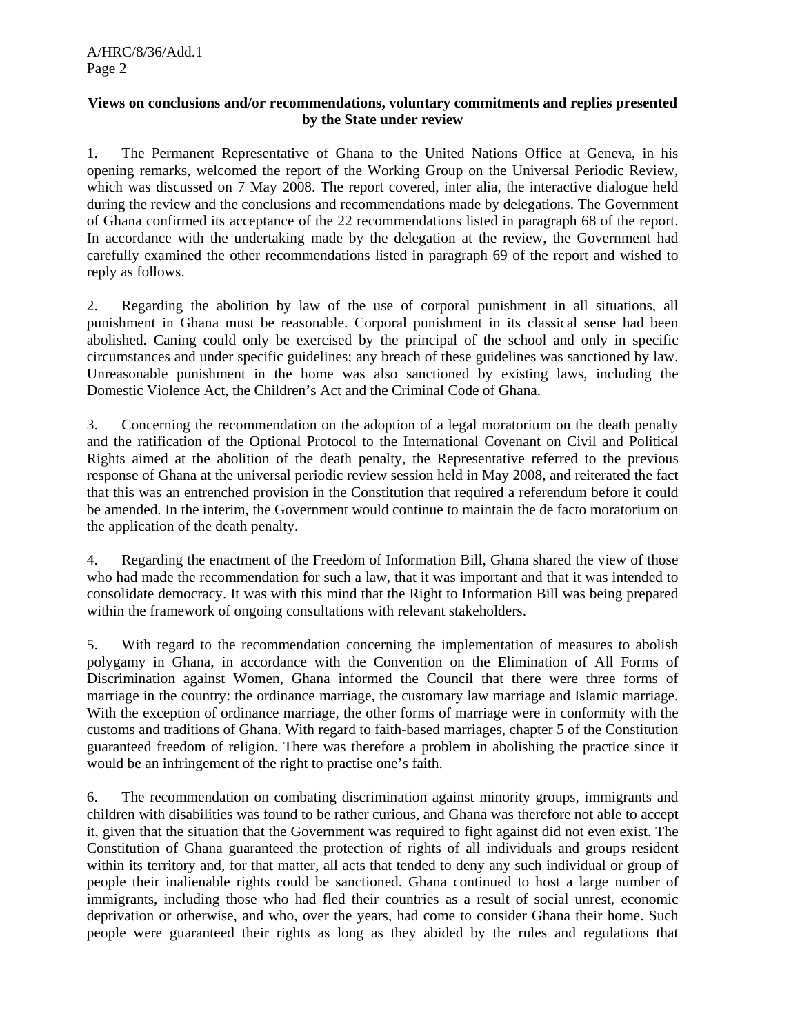**Views on conclusions and/or recommendations, voluntary commitments and replies presented by the State under review**

1. The Permanent Representative of Ghana to the United Nations Office at Geneva, in his opening remarks, welcomed the report of the Working Group on the Universal Periodic Review, which was discussed on 7 May 2008. The report covered, inter alia, the interactive dialogue held during the review and the conclusions and recommendations made by delegations. The Government of Ghana confirmed its acceptance of the 22 recommendations listed in paragraph 68 of the report. In accordance with the undertaking made by the delegation at the review, the Government had carefully examined the other recommendations listed in paragraph 69 of the report and wished to reply as follows.

2. Regarding the abolition by law of the use of corporal punishment in all situations, all punishment in Ghana must be reasonable. Corporal punishment in its classical sense had been abolished. Caning could only be exercised by the principal of the school and only in specific circumstances and under specific guidelines; any breach of these guidelines was sanctioned by law. Unreasonable punishment in the home was also sanctioned by existing laws, including the Domestic Violence Act, the Children's Act and the Criminal Code of Ghana.

3. Concerning the recommendation on the adoption of a legal moratorium on the death penalty and the ratification of the Optional Protocol to the International Covenant on Civil and Political Rights aimed at the abolition of the death penalty, the Representative referred to the previous response of Ghana at the universal periodic review session held in May 2008, and reiterated the fact that this was an entrenched provision in the Constitution that required a referendum before it could be amended. In the interim, the Government would continue to maintain the de facto moratorium on the application of the death penalty.

4. Regarding the enactment of the Freedom of Information Bill, Ghana shared the view of those who had made the recommendation for such a law, that it was important and that it was intended to consolidate democracy. It was with this mind that the Right to Information Bill was being prepared within the framework of ongoing consultations with relevant stakeholders.

5. With regard to the recommendation concerning the implementation of measures to abolish polygamy in Ghana, in accordance with the Convention on the Elimination of All Forms of Discrimination against Women, Ghana informed the Council that there were three forms of marriage in the country: the ordinance marriage, the customary law marriage and Islamic marriage. With the exception of ordinance marriage, the other forms of marriage were in conformity with the customs and traditions of Ghana. With regard to faith-based marriages, chapter 5 of the Constitution guaranteed freedom of religion. There was therefore a problem in abolishing the practice since it would be an infringement of the right to practise one's faith.

6. The recommendation on combating discrimination against minority groups, immigrants and children with disabilities was found to be rather curious, and Ghana was therefore not able to accept it, given that the situation that the Government was required to fight against did not even exist. The Constitution of Ghana guaranteed the protection of rights of all individuals and groups resident within its territory and, for that matter, all acts that tended to deny any such individual or group of people their inalienable rights could be sanctioned. Ghana continued to host a large number of immigrants, including those who had fled their countries as a result of social unrest, economic deprivation or otherwise, and who, over the years, had come to consider Ghana their home. Such people were guaranteed their rights as long as they abided by the rules and regulations that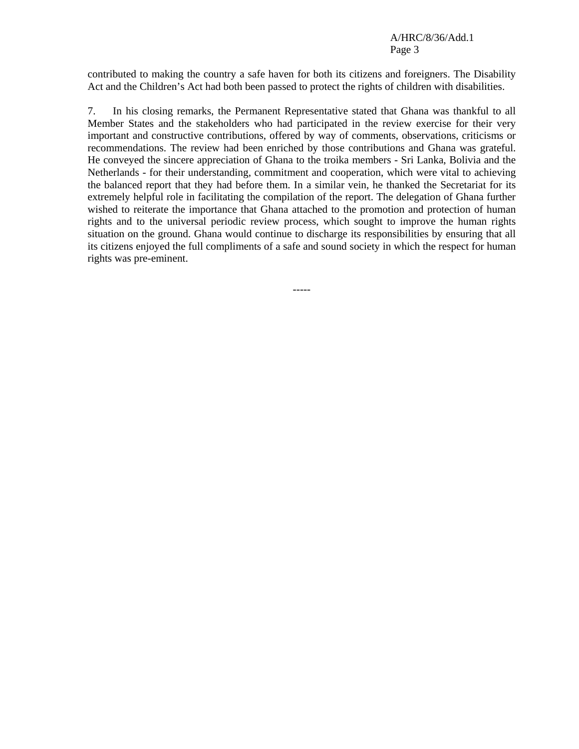contributed to making the country a safe haven for both its citizens and foreigners. The Disability Act and the Children's Act had both been passed to protect the rights of children with disabilities.

7. In his closing remarks, the Permanent Representative stated that Ghana was thankful to all Member States and the stakeholders who had participated in the review exercise for their very important and constructive contributions, offered by way of comments, observations, criticisms or recommendations. The review had been enriched by those contributions and Ghana was grateful. He conveyed the sincere appreciation of Ghana to the troika members - Sri Lanka, Bolivia and the Netherlands - for their understanding, commitment and cooperation, which were vital to achieving the balanced report that they had before them. In a similar vein, he thanked the Secretariat for its extremely helpful role in facilitating the compilation of the report. The delegation of Ghana further wished to reiterate the importance that Ghana attached to the promotion and protection of human rights and to the universal periodic review process, which sought to improve the human rights situation on the ground. Ghana would continue to discharge its responsibilities by ensuring that all its citizens enjoyed the full compliments of a safe and sound society in which the respect for human rights was pre-eminent.

-----